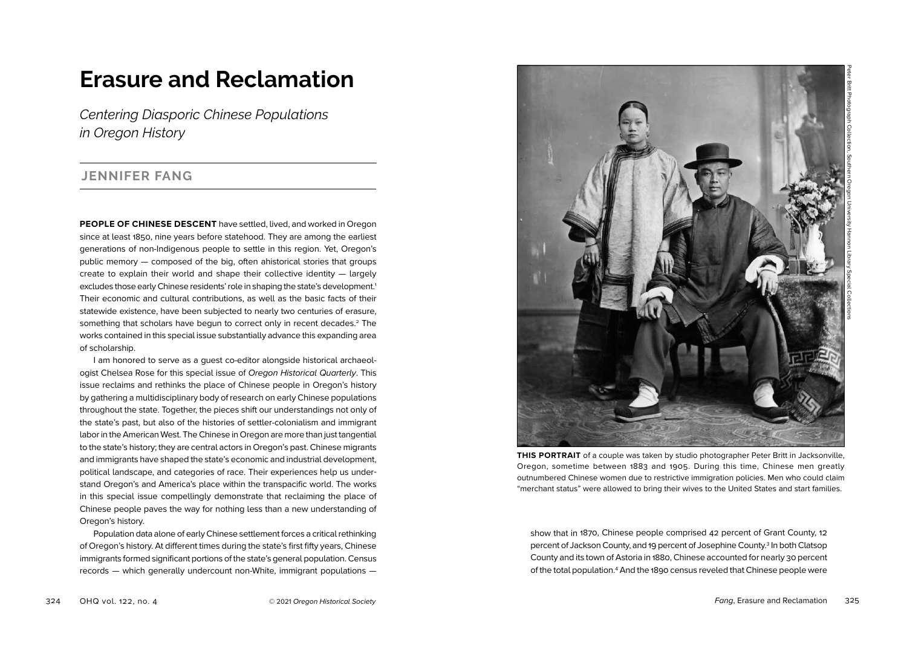# Erasure and Reclamation

*Centering Diasporic Chinese Populations in Oregon History*

## JENNIFER FANG

**PEOPLE OF CHINESE DESCENT** have settled, lived, and worked in Oregon since at least 1850, nine years before statehood. They are among the earliest generations of non-Indigenous people to settle in this region. Yet, Oregon's public memory — composed of the big, often ahistorical stories that groups create to explain their world and shape their collective identity — largely excludes those early Chinese residents' role in shaping the state's development.[1] Their economic and cultural contributions, as well as the basic facts of their statewide existence, have been subjected to nearly two centuries of erasure, something that scholars have begun to correct only in recent decades.[2] The works contained in this special issue substantially advance this expanding area of scholarship.

I am honored to serve as a guest co-editor alongside historical archaeologist Chelsea Rose for this special issue of *Oregon Historical Quarterly*. This issue reclaims and rethinks the place of Chinese people in Oregon's history by gathering a multidisciplinary body of research on early Chinese populations throughout the state. Together, the pieces shift our understandings not only of the state's past, but also of the histories of settler-colonialism and immigrant labor in the American West. The Chinese in Oregon are more than just tangential to the state's history; they are central actors in Oregon's past. Chinese migrants and immigrants have shaped the state's economic and industrial development, political landscape, and categories of race. Their experiences help us understand Oregon's and America's place within the transpacific world. The works in this special issue compellingly demonstrate that reclaiming the place of Chinese people paves the way for nothing less than a new understanding of Oregon's history.

Population data alone of early Chinese settlement forces a critical rethinking of Oregon's history. At different times during the state's first fifty years, Chinese immigrants formed significant portions of the state's general population. Census records — which generally undercount non-White, immigrant populations — show that in 1870, Chinese people comprised 42 percent of Grant County, 12 percent of Jackson County, and 19 percent of Josephine County.[3] In both Clatsop County and its town of Astoria in 1880, Chinese accounted for nearly 30 percent of the total population.[4] And the 1890 census reveled that Chinese people were

Peter Britt Photograph Collection, Southern Oregon University Hannon Library Special Collections

**THIS PORTRAIT** of a couple was taken by studio photographer Peter Britt in Jacksonville, Oregon, sometime between 1883 and 1905. During this time, Chinese men greatly outnumbered Chinese women due to restrictive immigration policies. Men who could claim "merchant status" were allowed to bring their wives to the United States and start families.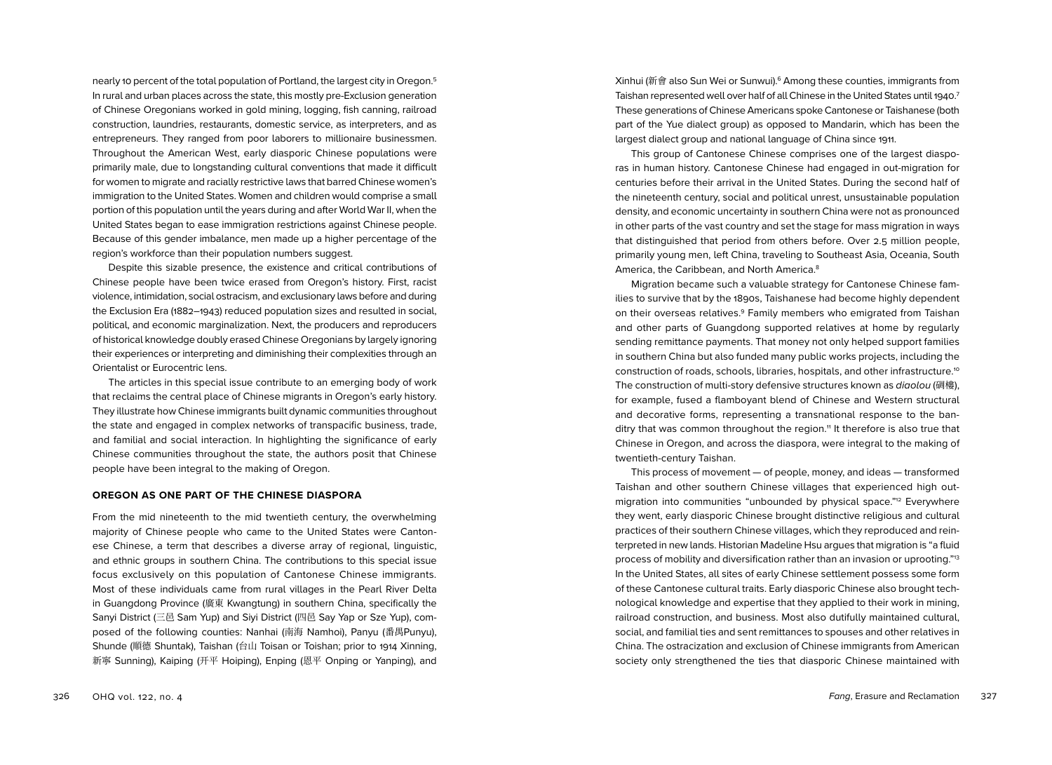nearly 10 percent of the total population of Portland, the largest city in Oregon.[5] In rural and urban places across the state, this mostly pre-Exclusion generation of Chinese Oregonians worked in gold mining, logging, fish canning, railroad construction, laundries, restaurants, domestic service, as interpreters, and as entrepreneurs. They ranged from poor laborers to millionaire businessmen. Throughout the American West, early diasporic Chinese populations were primarily male, due to longstanding cultural conventions that made it difficult for women to migrate and racially restrictive laws that barred Chinese women's immigration to the United States. Women and children would comprise a small portion of this population until the years during and after World War II, when the United States began to ease immigration restrictions against Chinese people. Because of this gender imbalance, men made up a higher percentage of the region's workforce than their population numbers suggest.

Despite this sizable presence, the existence and critical contributions of Chinese people have been twice erased from Oregon's history. First, racist violence, intimidation, social ostracism, and exclusionary laws before and during the Exclusion Era (1882–1943) reduced population sizes and resulted in social, political, and economic marginalization. Next, the producers and reproducers of historical knowledge doubly erased Chinese Oregonians by largely ignoring their experiences or interpreting and diminishing their complexities through an Orientalist or Eurocentric lens.

The articles in this special issue contribute to an emerging body of work that reclaims the central place of Chinese migrants in Oregon's early history. They illustrate how Chinese immigrants built dynamic communities throughout the state and engaged in complex networks of transpacific business, trade, and familial and social interaction. In highlighting the significance of early Chinese communities throughout the state, the authors posit that Chinese people have been integral to the making of Oregon.

## OREGON AS ONE PART OF THE CHINESE DIASPORA

From the mid nineteenth to the mid twentieth century, the overwhelming majority of Chinese people who came to the United States were Cantonese Chinese, a term that describes a diverse array of regional, linguistic, and ethnic groups in southern China. The contributions to this special issue focus exclusively on this population of Cantonese Chinese immigrants. Most of these individuals came from rural villages in the Pearl River Delta in Guangdong Province (廣東 Kwangtung) in southern China, specifically the Sanyi District (三邑 Sam Yup) and Siyi District (四邑 Say Yap or Sze Yup), composed of the following counties: Nanhai (南海 Namhoi), Panyu (番禺Punyu), Shunde (順德 Shuntak), Taishan (台山 Toisan or Toishan; prior to 1914 Xinning, 新寧 Sunning), Kaiping (开平 Hoiping), Enping (恩平 Onping or Yanping), and Xinhui (新會 also Sun Wei or Sunwui).[6] Among these counties, immigrants from Taishan represented well over half of all Chinese in the United States until 1940.[7] These generations of Chinese Americans spoke Cantonese or Taishanese (both part of the Yue dialect group) as opposed to Mandarin, which has been the largest dialect group and national language of China since 1911.

This group of Cantonese Chinese comprises one of the largest diasporas in human history. Cantonese Chinese had engaged in out-migration for centuries before their arrival in the United States. During the second half of the nineteenth century, social and political unrest, unsustainable population density, and economic uncertainty in southern China were not as pronounced in other parts of the vast country and set the stage for mass migration in ways that distinguished that period from others before. Over 2.5 million people, primarily young men, left China, traveling to Southeast Asia, Oceania, South America, the Caribbean, and North America.[8]

Migration became such a valuable strategy for Cantonese Chinese families to survive that by the 1890s, Taishanese had become highly dependent on their overseas relatives.[9] Family members who emigrated from Taishan and other parts of Guangdong supported relatives at home by regularly sending remittance payments. That money not only helped support families in southern China but also funded many public works projects, including the construction of roads, schools, libraries, hospitals, and other infrastructure.[10] The construction of multi-story defensive structures known as *diaolou* (碉樓), for example, fused a flamboyant blend of Chinese and Western structural and decorative forms, representing a transnational response to the banditry that was common throughout the region.[11] It therefore is also true that Chinese in Oregon, and across the diaspora, were integral to the making of twentieth-century Taishan.

This process of movement — of people, money, and ideas — transformed Taishan and other southern Chinese villages that experienced high out-migration into communities "unbounded by physical space."[12] Everywhere they went, early diasporic Chinese brought distinctive religious and cultural practices of their southern Chinese villages, which they reproduced and reinterpreted in new lands. Historian Madeline Hsu argues that migration is "a fluid process of mobility and diversification rather than an invasion or uprooting."[13] In the United States, all sites of early Chinese settlement possess some form of these Cantonese cultural traits. Early diasporic Chinese also brought technological knowledge and expertise that they applied to their work in mining, railroad construction, and business. Most also dutifully maintained cultural, social, and familial ties and sent remittances to spouses and other relatives in China. The ostracization and exclusion of Chinese immigrants from American society only strengthened the ties that diasporic Chinese maintained with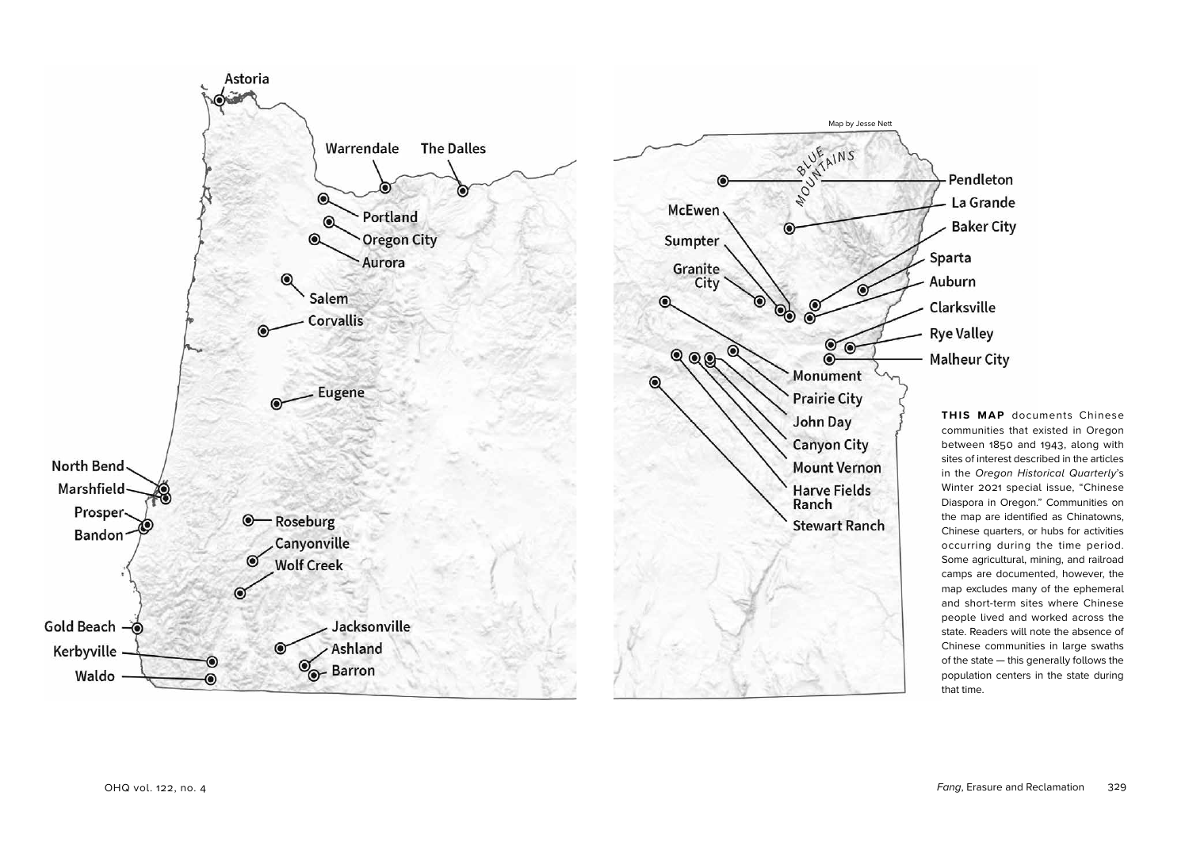**THIS MAP** documents Chinese communities that existed in Oregon between 1850 and 1943, along with sites of interest described in the articles in the *Oregon Historical Quarterly*'s Winter 2021 special issue, "Chinese Diaspora in Oregon." Communities on the map are identified as Chinatowns, Chinese quarters, or hubs for activities occurring during the time period. Some agricultural, mining, and railroad camps are documented, however, the map excludes many of the ephemeral and short-term sites where Chinese people lived and worked across the state. Readers will note the absence of Chinese communities in large swaths of the state — this generally follows the population centers in the state during that time.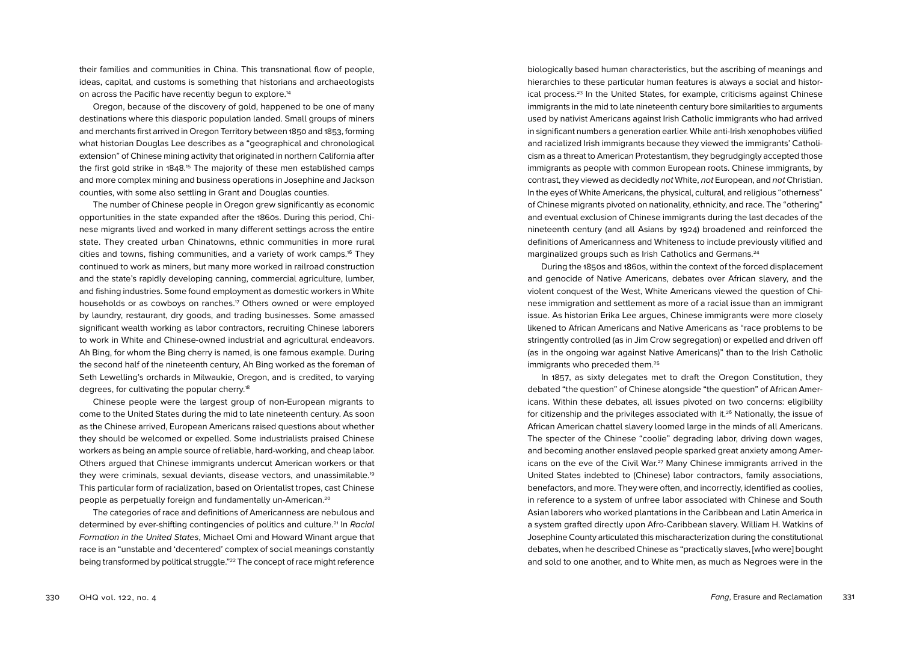their families and communities in China. This transnational flow of people, ideas, capital, and customs is something that historians and archaeologists on across the Pacific have recently begun to explore.[14]

Oregon, because of the discovery of gold, happened to be one of many destinations where this diasporic population landed. Small groups of miners and merchants first arrived in Oregon Territory between 1850 and 1853, forming what historian Douglas Lee describes as a "geographical and chronological extension" of Chinese mining activity that originated in northern California after the first gold strike in 1848.[15] The majority of these men established camps and more complex mining and business operations in Josephine and Jackson counties, with some also settling in Grant and Douglas counties.

The number of Chinese people in Oregon grew significantly as economic opportunities in the state expanded after the 1860s. During this period, Chinese migrants lived and worked in many different settings across the entire state. They created urban Chinatowns, ethnic communities in more rural cities and towns, fishing communities, and a variety of work camps.[16] They continued to work as miners, but many more worked in railroad construction and the state's rapidly developing canning, commercial agriculture, lumber, and fishing industries. Some found employment as domestic workers in White households or as cowboys on ranches.[17] Others owned or were employed by laundry, restaurant, dry goods, and trading businesses. Some amassed significant wealth working as labor contractors, recruiting Chinese laborers to work in White and Chinese-owned industrial and agricultural endeavors. Ah Bing, for whom the Bing cherry is named, is one famous example. During the second half of the nineteenth century, Ah Bing worked as the foreman of Seth Lewelling's orchards in Milwaukie, Oregon, and is credited, to varying degrees, for cultivating the popular cherry.[18]

Chinese people were the largest group of non-European migrants to come to the United States during the mid to late nineteenth century. As soon as the Chinese arrived, European Americans raised questions about whether they should be welcomed or expelled. Some industrialists praised Chinese workers as being an ample source of reliable, hard-working, and cheap labor. Others argued that Chinese immigrants undercut American workers or that they were criminals, sexual deviants, disease vectors, and unassimilable.[19] This particular form of racialization, based on Orientalist tropes, cast Chinese people as perpetually foreign and fundamentally un-American.[20]

The categories of race and definitions of Americanness are nebulous and determined by ever-shifting contingencies of politics and culture.[21] In *Racial Formation in the United States*, Michael Omi and Howard Winant argue that race is an "unstable and 'decentered' complex of social meanings constantly being transformed by political struggle."[22] The concept of race might reference biologically based human characteristics, but the ascribing of meanings and hierarchies to these particular human features is always a social and historical process.[23] In the United States, for example, criticisms against Chinese immigrants in the mid to late nineteenth century bore similarities to arguments used by nativist Americans against Irish Catholic immigrants who had arrived in significant numbers a generation earlier. While anti-Irish xenophobes vilified and racialized Irish immigrants because they viewed the immigrants' Catholicism as a threat to American Protestantism, they begrudgingly accepted those immigrants as people with common European roots. Chinese immigrants, by contrast, they viewed as decidedly *not* White, *not* European, and *not* Christian. In the eyes of White Americans, the physical, cultural, and religious "otherness" of Chinese migrants pivoted on nationality, ethnicity, and race. The "othering" and eventual exclusion of Chinese immigrants during the last decades of the nineteenth century (and all Asians by 1924) broadened and reinforced the definitions of Americanness and Whiteness to include previously vilified and marginalized groups such as Irish Catholics and Germans.[24]

During the 1850s and 1860s, within the context of the forced displacement and genocide of Native Americans, debates over African slavery, and the violent conquest of the West, White Americans viewed the question of Chinese immigration and settlement as more of a racial issue than an immigrant issue. As historian Erika Lee argues, Chinese immigrants were more closely likened to African Americans and Native Americans as "race problems to be stringently controlled (as in Jim Crow segregation) or expelled and driven off (as in the ongoing war against Native Americans)" than to the Irish Catholic immigrants who preceded them.[25]

In 1857, as sixty delegates met to draft the Oregon Constitution, they debated "the question" of Chinese alongside "the question" of African Americans. Within these debates, all issues pivoted on two concerns: eligibility for citizenship and the privileges associated with it.[26] Nationally, the issue of African American chattel slavery loomed large in the minds of all Americans. The specter of the Chinese "coolie" degrading labor, driving down wages, and becoming another enslaved people sparked great anxiety among Americans on the eve of the Civil War.[27] Many Chinese immigrants arrived in the United States indebted to (Chinese) labor contractors, family associations, benefactors, and more. They were often, and incorrectly, identified as coolies, in reference to a system of unfree labor associated with Chinese and South Asian laborers who worked plantations in the Caribbean and Latin America in a system grafted directly upon Afro-Caribbean slavery. William H. Watkins of Josephine County articulated this mischaracterization during the constitutional debates, when he described Chinese as "practically slaves, [who were] bought and sold to one another, and to White men, as much as Negroes were in the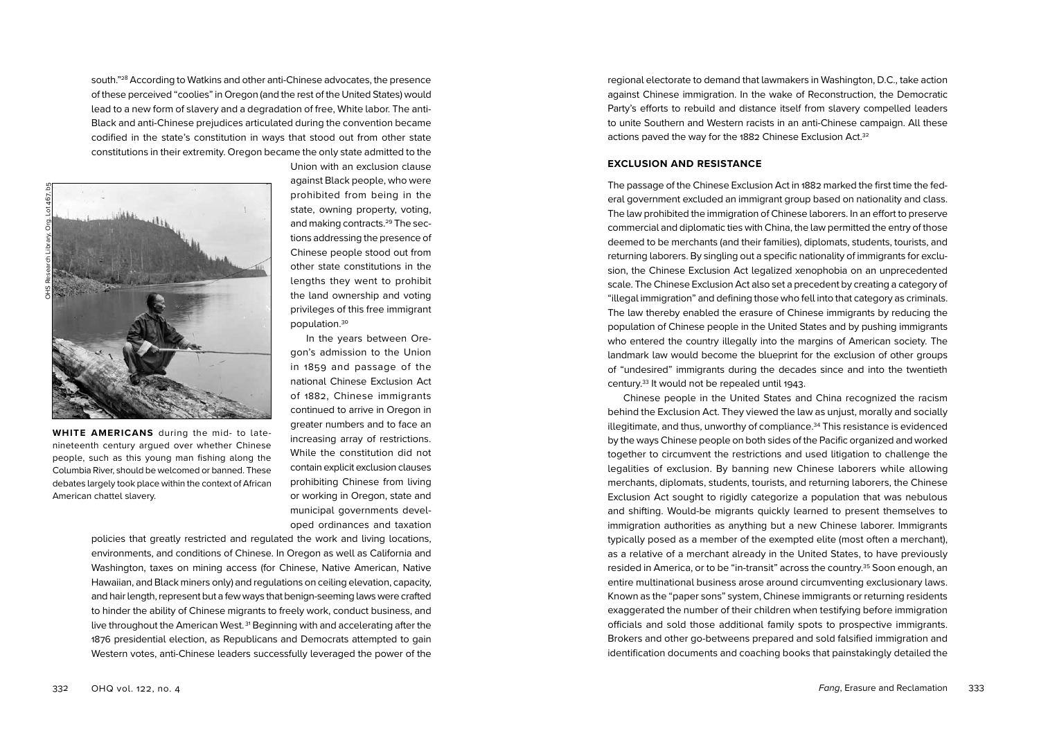south."[28] According to Watkins and other anti-Chinese advocates, the presence of these perceived "coolies" in Oregon (and the rest of the United States) would lead to a new form of slavery and a degradation of free, White labor. The anti-Black and anti-Chinese prejudices articulated during the convention became codified in the state's constitution in ways that stood out from other state constitutions in their extremity. Oregon became the only state admitted to the Union with an exclusion clause against Black people, who were prohibited from being in the state, owning property, voting, and making contracts.[29] The sections addressing the presence of Chinese people stood out from other state constitutions in the lengths they went to prohibit the land ownership and voting privileges of this free immigrant population.[30]

**WHITE AMERICANS** during the mid- to late-nineteenth century argued over whether Chinese people, such as this young man fishing along the Columbia River, should be welcomed or banned. These debates largely took place within the context of African American chattel slavery.

OHS Research Library, Org. Lot 467, b5

In the years between Oregon's admission to the Union in 1859 and passage of the national Chinese Exclusion Act of 1882, Chinese immigrants continued to arrive in Oregon in greater numbers and to face an increasing array of restrictions. While the constitution did not contain explicit exclusion clauses prohibiting Chinese from living or working in Oregon, state and municipal governments developed ordinances and taxation policies that greatly restricted and regulated the work and living locations, environments, and conditions of Chinese. In Oregon as well as California and Washington, taxes on mining access (for Chinese, Native America, Native Hawaiian, and Black miners only) and regulations on ceiling elevation, capacity, and hair length, represent but a few ways that benign-seeming laws were crafted to hinder the ability of Chinese migrants to freely work, conduct business, and live throughout the American West.[31] Beginning with and accelerating after the 1876 presidential election, as Republicans and Democrats attempted to gain Western votes, anti-Chinese leaders successfully leveraged the power of the regional electorate to demand that lawmakers in Washington, D.C., take action against Chinese immigration. In the wake of Reconstruction, the Democratic Party's efforts to rebuild and distance itself from slavery compelled leaders to unite Southern and Western racists in an anti-Chinese campaign. All these actions paved the way for the 1882 Chinese Exclusion Act.[32]

## EXCLUSION AND RESISTANCE

The passage of the Chinese Exclusion Act in 1882 marked the first time the federal government excluded an immigrant group based on nationality and class. The law prohibited the immigration of Chinese laborers. In an effort to preserve commercial and diplomatic ties with China, the law permitted the entry of those deemed to be merchants (and their families), diplomats, students, tourists, and returning laborers. By singling out a specific nationality of immigrants for exclusion, the Chinese Exclusion Act legalized xenophobia on an unprecedented scale. The Chinese Exclusion Act also set a precedent by creating a category of "illegal immigration" and defining those who fell into that category as criminals. The law thereby enabled the erasure of Chinese immigrants by reducing the population of Chinese people in the United States and by pushing immigrants who entered the country illegally into the margins of American society. The landmark law would become the blueprint for the exclusion of other groups of "undesired" immigrants during the decades since and into the twentieth century.[33] It would not be repealed until 1943.

Chinese people in the United States and China recognized the racism behind the Exclusion Act. They viewed the law as unjust, morally and socially illegitimate, and thus, unworthy of compliance.[34] This resistance is evidenced by the ways Chinese people on both sides of the Pacific organized and worked together to circumvent the restrictions and used litigation to challenge the legalities of exclusion. By banning new Chinese laborers while allowing merchants, diplomats, students, tourists, and returning laborers, the Chinese Exclusion Act sought to rigidly categorize a population that was nebulous and shifting. Would-be migrants quickly learned to present themselves to immigration authorities as anything but a new Chinese laborer. Immigrants typically posed as a member of the exempted elite (most often a merchant), as a relative of a merchant already in the United States, to have previously resided in America, or to be "in-transit" across the country.[35] Soon enough, an entire multinational business arose around circumventing exclusionary laws. Known as the "paper sons" system, Chinese immigrants or returning residents exaggerated the number of their children when testifying before immigration officials and sold those additional family spots to prospective immigrants. Brokers and other go-betweens prepared and sold falsified immigration and identification documents and coaching books that painstakingly detailed the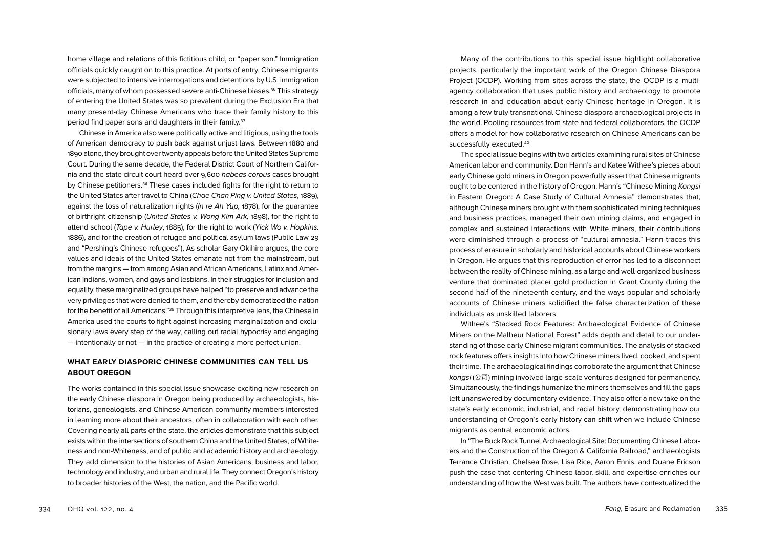home village and relations of this fictitious child, or "paper son." Immigration officials quickly caught on to this practice. At ports of entry, Chinese migrants were subjected to intensive interrogations and detentions by U.S. immigration officials, many of whom possessed severe anti-Chinese biases.[36] This strategy of entering the United States was so prevalent during the Exclusion Era that many present-day Chinese Americans who trace their family history to this period find paper sons and daughters in their family.[37]

Chinese in America also were politically active and litigious, using the tools of American democracy to push back against unjust laws. Between 1880 and 1890 alone, they brought over twenty appeals before the United States Supreme Court. During the same decade, the Federal District Court of Northern California and the state circuit court heard over 9,600 *habeas corpus* cases brought by Chinese petitioners.[38] These cases included fights for the right to return to the United States after travel to China (*Chae Chan Ping v. United States*, 1889), against the loss of naturalization rights (*In re Ah Yup,* 1878), for the guarantee of birthright citizenship (*United States v. Wong Kim Ark,* 1898), for the right to attend school (*Tape v. Hurley*, 1885), for the right to work (*Yick Wo v. Hopkins,* 1886), and for the creation of refugee and political asylum laws (Public Law 29 and "Pershing's Chinese refugees"). As scholar Gary Okihiro argues, the core values and ideals of the United States emanate not from the mainstream, but from the margins — from among Asian and African Americans, Latinx and American Indians, women, and gays and lesbians. In their struggles for inclusion and equality, these marginalized groups have helped "to preserve and advance the very privileges that were denied to them, and thereby democratized the nation for the benefit of all Americans."[39] Through this interpretive lens, the Chinese in America used the courts to fight against increasing marginalization and exclusionary laws every step of the way, calling out racial hypocrisy and engaging — intentionally or not — in the practice of creating a more perfect union.

## WHAT EARLY DIASPORIC CHINESE COMMUNITIES CAN TELL US ABOUT OREGON

The works contained in this special issue showcase exciting new research on the early Chinese diaspora in Oregon being produced by archaeologists, historians, genealogists, and Chinese American community members interested in learning more about their ancestors, often in collaboration with each other. Covering nearly all parts of the state, the articles demonstrate that this subject exists within the intersections of southern China and the United States, of Whiteness and non-Whiteness, and of public and academic history and archaeology. They add dimension to the histories of Asian Americans, business and labor, technology and industry, and urban and rural life. They connect Oregon's history to broader histories of the West, the nation, and the Pacific world.

Many of the contributions to this special issue highlight collaborative projects, particularly the important work of the Oregon Chinese Diaspora Project (OCDP). Working from sites across the state, the OCDP is a multi-agency collaboration that uses public history and archaeology to promote research in and education about early Chinese heritage in Oregon. It is among a few truly transnational Chinese diaspora archaeological projects in the world. Pooling resources from state and federal collaborators, the OCDP offers a model for how collaborative research on Chinese Americans can be successfully executed.[40]

The special issue begins with two articles examining rural sites of Chinese American labor and community. Don Hann's and Katee Withee's pieces about early Chinese gold miners in Oregon powerfully assert that Chinese migrants ought to be centered in the history of Oregon. Hann's "Chinese Mining *Kongsi* in Eastern Oregon: A Case Study of Cultural Amnesia" demonstrates that, although Chinese miners brought with them sophisticated mining techniques and business practices, managed their own mining claims, and engaged in complex and sustained interactions with White miners, their contributions were diminished through a process of "cultural amnesia." Hann traces this process of erasure in scholarly and historical accounts about Chinese workers in Oregon. He argues that this reproduction of error has led to a disconnect between the reality of Chinese mining, as a large and well-organized business venture that dominated placer gold production in Grant County during the second half of the nineteenth century, and the ways popular and scholarly accounts of Chinese miners solidified the false characterization of these individuals as unskilled laborers.

Withee's "Stacked Rock Features: Archaeological Evidence of Chinese Miners on the Malheur National Forest" adds depth and detail to our understanding of those early Chinese migrant communities. The analysis of stacked rock features offers insights into how Chinese miners lived, cooked, and spent their time. The archaeological findings corroborate the argument that Chinese *kongsi* (公司) mining involved large-scale ventures designed for permanency. Simultaneously, the findings humanize the miners themselves and fill the gaps left unanswered by documentary evidence. They also offer a new take on the state's early economic, industrial, and racial history, demonstrating how our understanding of Oregon's early history can shift when we include Chinese migrants as central economic actors.

In "The Buck Rock Tunnel Archaeological Site: Documenting Chinese Laborers and the Construction of the Oregon & California Railroad," archaeologists Terrance Christian, Chelsea Rose, Lisa Rice, Aaron Ennis, and Duane Ericson push the case that centering Chinese labor, skill, and expertise enriches our understanding of how the West was built. The authors have contextualized the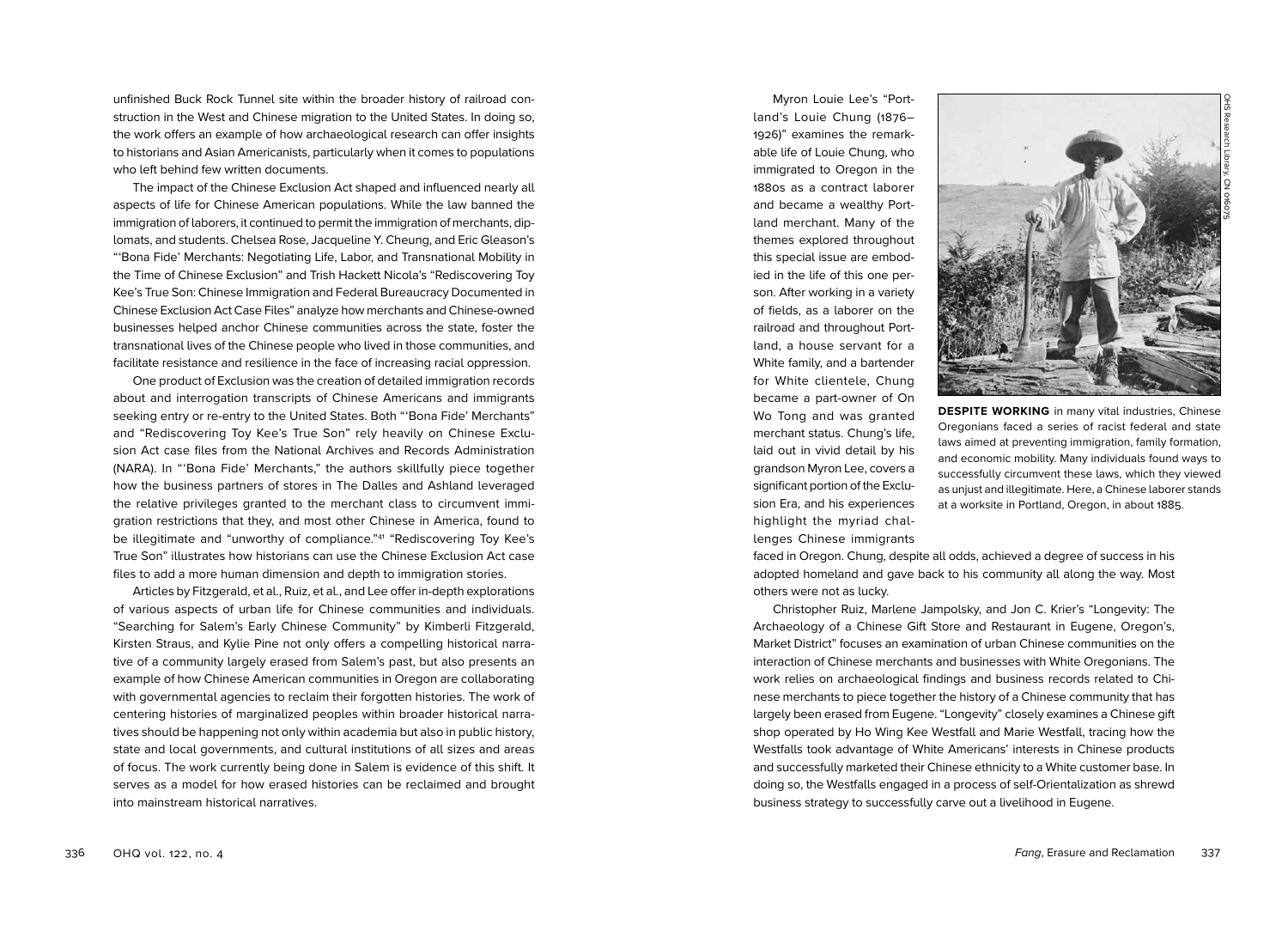unfinished Buck Rock Tunnel site within the broader history of railroad construction in the West and Chinese migration to the United States. In doing so, the work offers an example of how archaeological research can offer insights to historians and Asian Americanists, particularly when it comes to populations who left behind few written documents.

The impact of the Chinese Exclusion Act shaped and influenced nearly all aspects of life for Chinese American populations. While the law banned the immigration of laborers, it continued to permit the immigration of merchants, diplomats, and students. Chelsea Rose, Jacqueline Y. Cheung, and Eric Gleason's "'Bona Fide' Merchants: Negotiating Life, Labor, and Transnational Mobility in the Time of Chinese Exclusion" and Trish Hackett Nicola's "Rediscovering Toy Kee's True Son: Chinese Immigration and Federal Bureaucracy Documented in Chinese Exclusion Act Case Files" analyze how merchants and Chinese-owned businesses helped anchor Chinese communities across the state, foster the transnational lives of the Chinese people who lived in those communities, and facilitate resistance and resilience in the face of increasing racial oppression.

One product of Exclusion was the creation of detailed immigration records about and interrogation transcripts of Chinese Americans and immigrants seeking entry or re-entry to the United States. Both "'Bona Fide' Merchants" and "Rediscovering Toy Kee's True Son" rely heavily on Chinese Exclusion Act case files from the National Archives and Records Administration (NARA). In "'Bona Fide' Merchants," the authors skillfully piece together how the business partners of stores in The Dalles and Ashland leveraged the relative privileges granted to the merchant class to circumvent immigration restrictions that they, and most other Chinese in America, found to be illegitimate and "unworthy of compliance."[41] "Rediscovering Toy Kee's True Son" illustrates how historians can use the Chinese Exclusion Act case files to add a more human dimension and depth to immigration stories.

Articles by Fitzgerald, et al., Ruiz, et al., and Lee offer in-depth explorations of various aspects of urban life for Chinese communities and individuals. "Searching for Salem's Early Chinese Community" by Kimberli Fitzgerald, Kirsten Straus, and Kylie Pine not only offers a compelling historical narrative of a community largely erased from Salem's past, but also presents an example of how Chinese American communities in Oregon are collaborating with governmental agencies to reclaim their forgotten histories. The work of centering histories of marginalized peoples within broader historical narratives should be happening not only within academia but also in public history, state and local governments, and cultural institutions of all sizes and areas of focus. The work currently being done in Salem is evidence of this shift. It serves as a model for how erased histories can be reclaimed and brought into mainstream historical narratives.

Myron Louie Lee's "Portland's Louie Chung (1876–1926)" examines the remarkable life of Louie Chung, who immigrated to Oregon in the 1880s as a contract laborer and became a wealthy Portland merchant. Many of the themes explored throughout this special issue are embodied in the life of this one person. After working in a variety of fields, as a laborer on the railroad and throughout Portland, a house servant for a White family, and a bartender for White clientele, Chung became a part-owner of On Wo Tong and was granted merchant status. Chung's life, laid out in vivid detail by his grandson Myron Lee, covers a significant portion of the Exclusion Era, and his experiences highlight the myriad challenges Chinese immigrants faced in Oregon. Chung, despite all odds, achieved a degree of success in his adopted homeland and gave back to his community all along the way. Most others were not as lucky.

OHS Research Library, CN 016075

**DESPITE WORKING** in many vital industries, Chinese Oregonians faced a series of racist federal and state laws aimed at preventing immigration, family formation, and economic mobility. Many individuals found ways to successfully circumvent these laws, which they viewed as unjust and illegitimate. Here, a Chinese laborer stands at a worksite in Portland, Oregon, in about 1885.

Christopher Ruiz, Marlene Jampolsky, and Jon C. Krier's "Longevity: The Archaeology of a Chinese Gift Store and Restaurant in Eugene, Oregon's, Market District" focuses an examination of urban Chinese communities on the interaction of Chinese merchants and businesses with White Oregonians. The work relies on archaeological findings and business records related to Chinese merchants to piece together the history of a Chinese community that has largely been erased from Eugene. "Longevity" closely examines a Chinese gift shop operated by Ho Wing Kee Westfall and Marie Westfall, tracing how the Westfalls took advantage of White Americans' interests in Chinese products and successfully marketed their Chinese ethnicity to a White customer base. In doing so, the Westfalls engaged in a process of self-Orientalization as shrewd business strategy to successfully carve out a livelihood in Eugene.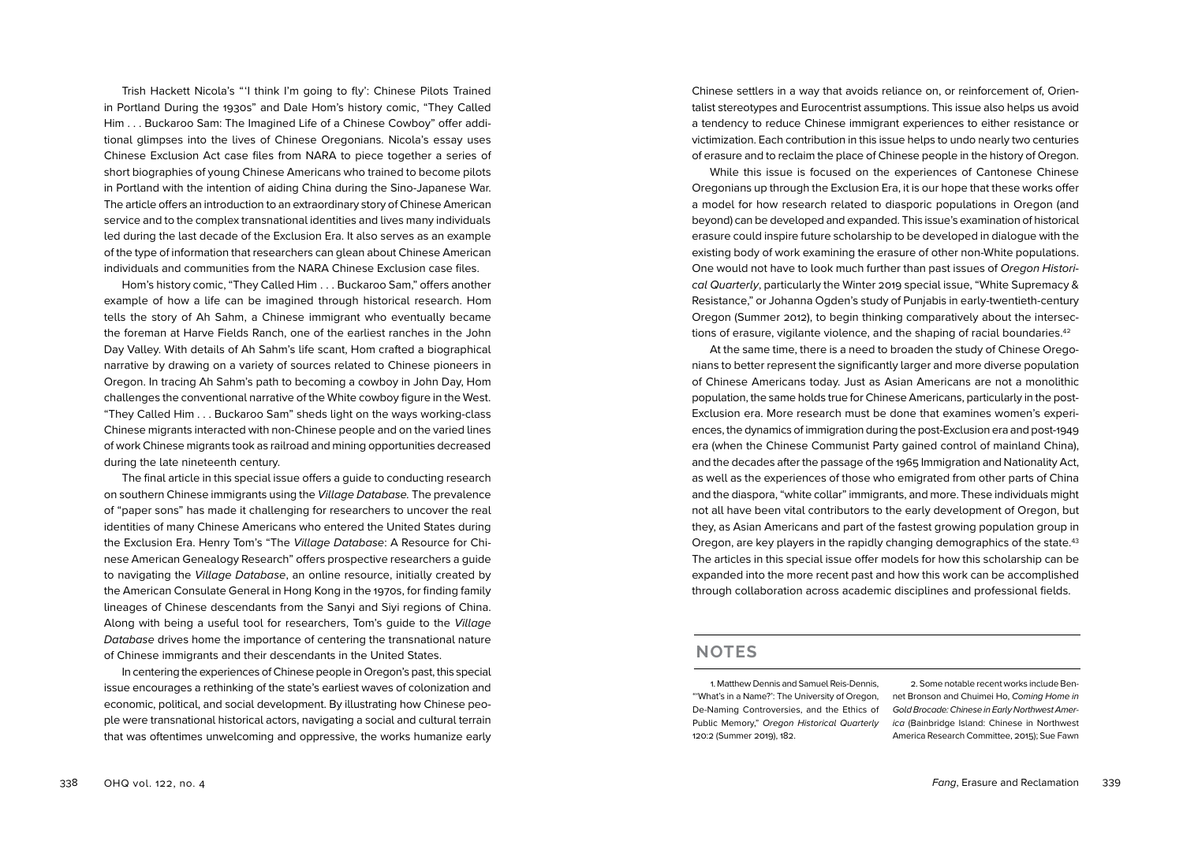Trish Hackett Nicola's "'I think I'm going to fly': Chinese Pilots Trained in Portland During the 1930s" and Dale Hom's history comic, "They Called Him . . . Buckaroo Sam: The Imagined Life of a Chinese Cowboy" offer additional glimpses into the lives of Chinese Oregonians. Nicola's essay uses Chinese Exclusion Act case files from NARA to piece together a series of short biographies of young Chinese Americans who trained to become pilots in Portland with the intention of aiding China during the Sino-Japanese War. The article offers an introduction to an extraordinary story of Chinese American service and to the complex transnational identities and lives many individuals led during the last decade of the Exclusion Era. It also serves as an example of the type of information that researchers can glean about Chinese American individuals and communities from the NARA Chinese Exclusion case files.

Hom's history comic, "They Called Him . . . Buckaroo Sam," offers another example of how a life can be imagined through historical research. Hom tells the story of Ah Sahm, a Chinese immigrant who eventually became the foreman at Harve Fields Ranch, one of the earliest ranches in the John Day Valley. With details of Ah Sahm's life scant, Hom crafted a biographical narrative by drawing on a variety of sources related to Chinese pioneers in Oregon. In tracing Ah Sahm's path to becoming a cowboy in John Day, Hom challenges the conventional narrative of the White cowboy figure in the West. "They Called Him . . . Buckaroo Sam" sheds light on the ways working-class Chinese migrants interacted with non-Chinese people and on the varied lines of work Chinese migrants took as railroad and mining opportunities decreased during the late nineteenth century.

The final article in this special issue offers a guide to conducting research on southern Chinese immigrants using the *Village Database*. The prevalence of "paper sons" has made it challenging for researchers to uncover the real identities of many Chinese Americans who entered the United States during the Exclusion Era. Henry Tom's "The *Village Database*: A Resource for Chinese American Genealogy Research" offers prospective researchers a guide to navigating the *Village Database*, an online resource, initially created by the American Consulate General in Hong Kong in the 1970s, for finding family lineages of Chinese descendants from the Sanyi and Siyi regions of China. Along with being a useful tool for researchers, Tom's guide to the *Village Database* drives home the importance of centering the transnational nature of Chinese immigrants and their descendants in the United States.

In centering the experiences of Chinese people in Oregon's past, this special issue encourages a rethinking of the state's earliest waves of colonization and economic, political, and social development. By illustrating how Chinese people were transnational historical actors, navigating a social and cultural terrain that was oftentimes unwelcoming and oppressive, the works humanize early Chinese settlers in a way that avoids reliance on, or reinforcement of, Orientalist stereotypes and Eurocentrist assumptions. This issue also helps us avoid a tendency to reduce Chinese immigrant experiences to either resistance or victimization. Each contribution in this issue helps to undo nearly two centuries of erasure and to reclaim the place of Chinese people in the history of Oregon.

While this issue is focused on the experiences of Cantonese Chinese Oregonians up through the Exclusion Era, it is our hope that these works offer a model for how research related to diasporic populations in Oregon (and beyond) can be developed and expanded. This issue's examination of historical erasure could inspire future scholarship to be developed in dialogue with the existing body of work examining the erasure of other non-White populations. One would not have to look much further than past issues of *Oregon Historical Quarterly*, particularly the Winter 2019 special issue, "White Supremacy & Resistance," or Johanna Ogden's study of Punjabis in early-twentieth-century Oregon (Summer 2012), to begin thinking comparatively about the intersections of erasure, vigilante violence, and the shaping of racial boundaries.[42]

At the same time, there is a need to broaden the study of Chinese Oregonians to better represent the significantly larger and more diverse population of Chinese Americans today. Just as Asian Americans are not a monolithic population, the same holds true for Chinese Americans, particularly in the post-Exclusion era. More research must be done that examines women's experiences, the dynamics of immigration during the post-Exclusion era and post-1949 era (when the Chinese Communist Party gained control of mainland China), and the decades after the passage of the 1965 Immigration and Nationality Act, as well as the experiences of those who emigrated from other parts of China and the diaspora, "white collar" immigrants, and more. These individuals might not all have been vital contributors to the early development of Oregon, but they, as Asian Americans and part of the fastest growing population group in Oregon, are key players in the rapidly changing demographics of the state.[43] The articles in this special issue offer models for how this scholarship can be expanded into the more recent past and how this work can be accomplished through collaboration across academic disciplines and professional fields.

## NOTES

1. Matthew Dennis and Samuel Reis-Dennis, "'What's in a Name?': The University of Oregon, De-Naming Controversies, and the Ethics of Public Memory," *Oregon Historical Quarterly* 120:2 (Summer 2019), 182.

2. Some notable recent works include Bennet Bronson and Chuimei Ho, *Coming Home in Gold Brocade: Chinese in Early Northwest America* (Bainbridge Island: Chinese in Northwest America Research Committee, 2015); Sue Fawn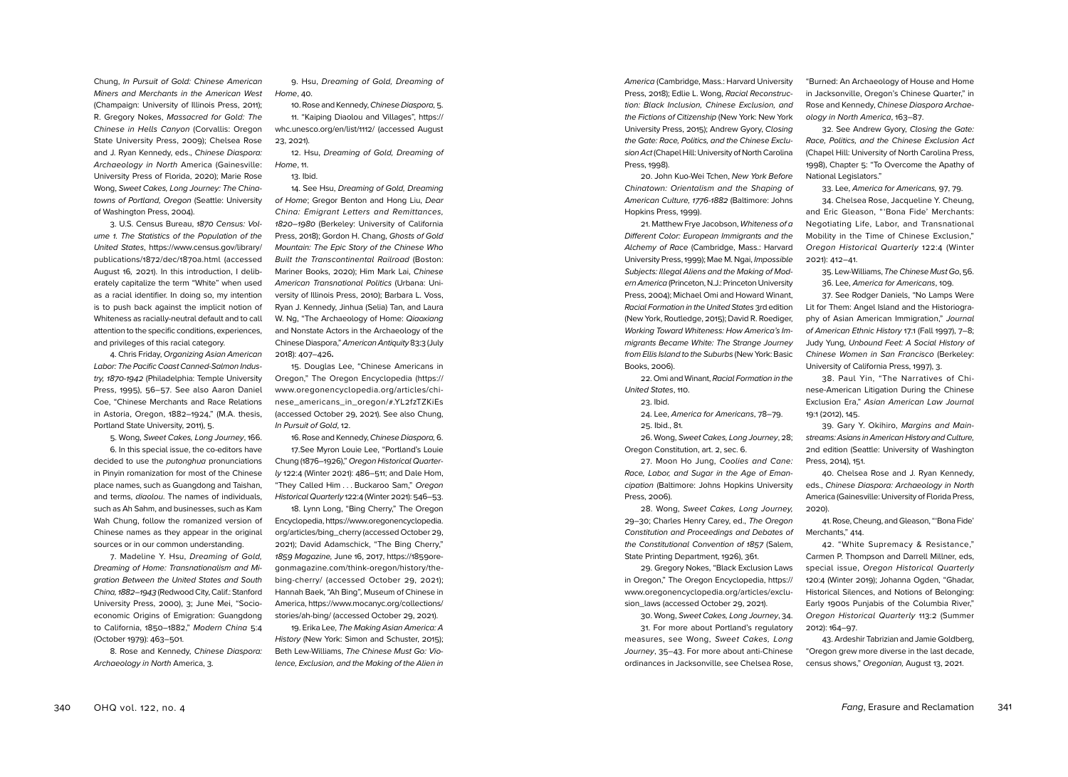Chung, *In Pursuit of Gold: Chinese American Miners and Merchants in the American West* (Champaign: University of Illinois Press, 2011); R. Gregory Nokes, *Massacred for Gold: The Chinese in Hells Canyon* (Corvallis: Oregon State University Press, 2009); Chelsea Rose and J. Ryan Kennedy, eds., *Chinese Diaspora: Archaeology in North* America (Gainesville: University Press of Florida, 2020); Marie Rose Wong, *Sweet Cakes, Long Journey: The Chinatowns of Portland, Oregon* (Seattle: University of Washington Press, 2004).

3. U.S. Census Bureau, *1870 Census: Volume 1. The Statistics of the Population of the United States*, https://www.census.gov/library/publications/1872/dec/1870a.html (accessed August 16, 2021). In this introduction, I deliberately capitalize the term "White" when used as a racial identifier. In doing so, my intention is to push back against the implicit notion of Whiteness as racially-neutral default and to call attention to the specific conditions, experiences, and privileges of this racial category.

4. Chris Friday, *Organizing Asian American Labor: The Pacific Coast Canned-Salmon Industry, 1870–1942* (Philadelphia: Temple University Press, 1995), 56–57. See also Aaron Daniel Coe, "Chinese Merchants and Race Relations in Astoria, Oregon, 1882–1924," (M.A. thesis, Portland State University, 2011), 5.

5. Wong, *Sweet Cakes, Long Journey*, 166.

6. In this special issue, the co-editors have decided to use the *putonghua* pronunciations in Pinyin romanization for most of the Chinese place names, such as Guangdong and Taishan, and terms, *diaolou*. The names of individuals, such as Ah Sahm, and businesses, such as Kam Wah Chung, follow the romanized version of Chinese names as they appear in the original sources or in our common understanding.

7. Madeline Y. Hsu, *Dreaming of Gold, Dreaming of Home: Transnationalism and Migration Between the United States and South China, 1882–1943* (Redwood City, Calif.: Stanford University Press, 2000), 3; June Mei, "Socioeconomic Origins of Emigration: Guangdong to California, 1850–1882," *Modern China* 5:4 (October 1979): 463–501.

8. Rose and Kennedy, *Chinese Diaspora: Archaeology in North* America, 3.

9. Hsu, *Dreaming of Gold, Dreaming of Home*, 40.

10. Rose and Kennedy, *Chinese Diaspora,* 5.

11. "Kaiping Diaolou and Villages", https://whc.unesco.org/en/list/1112/ (accessed August 23, 2021).

12. Hsu, *Dreaming of Gold, Dreaming of Home*, 11.

13. Ibid.

14. See Hsu, *Dreaming of Gold, Dreaming of Home*; Gregor Benton and Hong Liu, *Dear China: Emigrant Letters and Remittances, 1820–1980* (Berkeley: University of California Press, 2018); Gordon H. Chang, *Ghosts of Gold Mountain: The Epic Story of the Chinese Who Built the Transcontinental Railroad* (Boston: Mariner Books, 2020); Him Mark Lai, *Chinese American Transnational Politics* (Urbana: University of Illinois Press, 2010); Barbara L. Voss, Ryan J. Kennedy, Jinhua (Selia) Tan, and Laura W. Ng, "The Archaeology of Home: *Qiaoxiang* and Nonstate Actors in the Archaeology of the Chinese Diaspora," *American Antiquity* 83:3 (July 2018): 407–426**.**

15. Douglas Lee, "Chinese Americans in Oregon," The Oregon Encyclopedia (https://www.oregonencyclopedia.org/articles/chinese_americans_in_oregon/#.YL2fzTZKiEs (accessed October 29, 2021). See also Chung, *In Pursuit of Gold*, 12.

16. Rose and Kennedy, *Chinese Diaspora,* 6.

17.See Myron Louie Lee, "Portland's Louie Chung (1876–1926)," *Oregon Historical Quarterly* 122:4 (Winter 2021): 486–511; and Dale Hom, "They Called Him . . . Buckaroo Sam," *Oregon Historical Quarterly* 122:4 (Winter 2021): 546–53.

18. Lynn Long, "Bing Cherry," The Oregon Encyclopedia, https://www.oregonencyclopedia.org/articles/bing_cherry (accessed October 29, 2021); David Adamschick, "The Bing Cherry," *1859 Magazine*, June 16, 2017, https://1859oregonmagazine.com/think-oregon/history/the-bing-cherry/ (accessed October 29, 2021); Hannah Baek, "Ah Bing", Museum of Chinese in America, https://www.mocanyc.org/collections/stories/ah-bing/ (accessed October 29, 2021).

19. Erika Lee, *The Making Asian America: A History* (New York: Simon and Schuster, 2015); Beth Lew-Williams, *The Chinese Must Go: Violence, Exclusion, and the Making of the Alien in America* (Cambridge, Mass.: Harvard University Press, 2018); Edlie L. Wong, *Racial Reconstruction: Black Inclusion, Chinese Exclusion, and the Fictions of Citizenship* (New York: New York University Press, 2015); Andrew Gyory, *Closing the Gate: Race, Politics, and the Chinese Exclusion Act* (Chapel Hill: University of North Carolina Press, 1998).

20. John Kuo-Wei Tchen, *New York Before Chinatown: Orientalism and the Shaping of American Culture, 1776-1882* (Baltimore: Johns Hopkins Press, 1999).

21. Matthew Frye Jacobson, *Whiteness of a Different Color: European Immigrants and the Alchemy of Race* (Cambridge, Mass.: Harvard University Press, 1999); Mae M. Ngai, *Impossible Subjects: Illegal Aliens and the Making of Modern America* (Princeton, N.J.: Princeton University Press, 2004); Michael Omi and Howard Winant, *Racial Formation in the United States* 3rd edition (New York, Routledge, 2015); David R. Roediger, *Working Toward Whiteness: How America's Immigrants Became White: The Strange Journey from Ellis Island to the Suburbs* (New York: Basic Books, 2006).

22. Omi and Winant, *Racial Formation in the United States*, 110.

23. Ibid.

24. Lee, *America for Americans*, 78–79.

25. Ibid., 81.

26. Wong, *Sweet Cakes, Long Journey*, 28; Oregon Constitution, art. 2, sec. 6.

27. Moon Ho Jung, *Coolies and Cane: Race, Labor, and Sugar in the Age of Emancipation* (Baltimore: Johns Hopkins University Press, 2006).

28. Wong, *Sweet Cakes, Long Journey,* 29–30; Charles Henry Carey, ed., *The Oregon Constitution and Proceedings and Debates of the Constitutional Convention of 1857* (Salem, State Printing Department, 1926), 361.

29. Gregory Nokes, "Black Exclusion Laws in Oregon," The Oregon Encyclopedia, https://www.oregonencyclopedia.org/articles/exclusion_laws (accessed October 29, 2021).

30. Wong, *Sweet Cakes, Long Journey*, 34.

31. For more about Portland's regulatory measures, see Wong, *Sweet Cakes, Long Journey*, 35–43. For more about anti-Chinese ordinances in Jacksonville, see Chelsea Rose, "Burned: An Archaeology of House and Home in Jacksonville, Oregon's Chinese Quarter," in Rose and Kennedy, *Chinese Diaspora Archaeology in North America*, 163–87.

32. See Andrew Gyory, *Closing the Gate: Race, Politics, and the Chinese Exclusion Act* (Chapel Hill: University of North Carolina Press, 1998), Chapter 5: "To Overcome the Apathy of National Legislators."

33. Lee, *America for Americans*, 97, 79.

34. Chelsea Rose, Jacqueline Y. Cheung, and Eric Gleason, "'Bona Fide' Merchants: Negotiating Life, Labor, and Transnational Mobility in the Time of Chinese Exclusion," *Oregon Historical Quarterly* 122:4 (Winter 2021): 412–41.

35. Lew-Williams, *The Chinese Must Go*, 56.

36. Lee, *America for Americans*, 109.

37. See Rodger Daniels, "No Lamps Were Lit for Them: Angel Island and the Historiography of Asian American Immigration," *Journal of American Ethnic History* 17:1 (Fall 1997), 7–8; Judy Yung, *Unbound Feet: A Social History of Chinese Women in San Francisco* (Berkeley: University of California Press, 1997), 3.

38. Paul Yin, "The Narratives of Chinese-American Litigation During the Chinese Exclusion Era," *Asian American Law Journal* 19:1 (2012), 145.

39. Gary Y. Okihiro, *Margins and Mainstreams: Asians in American History and Culture*, 2nd edition (Seattle: University of Washington Press, 2014), 151.

40. Chelsea Rose and J. Ryan Kennedy, eds., *Chinese Diaspora: Archaeology in North* America (Gainesville: University of Florida Press, 2020).

41. Rose, Cheung, and Gleason, "'Bona Fide' Merchants," 414.

42. "White Supremacy & Resistance," Carmen P. Thompson and Darrell Millner, eds, special issue, *Oregon Historical Quarterly* 120:4 (Winter 2019); Johanna Ogden, "Ghadar, Historical Silences, and Notions of Belonging: Early 1900s Punjabis of the Columbia River," *Oregon Historical Quarterly* 113:2 (Summer 2012): 164–97.

43. Ardeshir Tabrizian and Jamie Goldberg, "Oregon grew more diverse in the last decade, census shows," *Oregonian,* August 13, 2021.